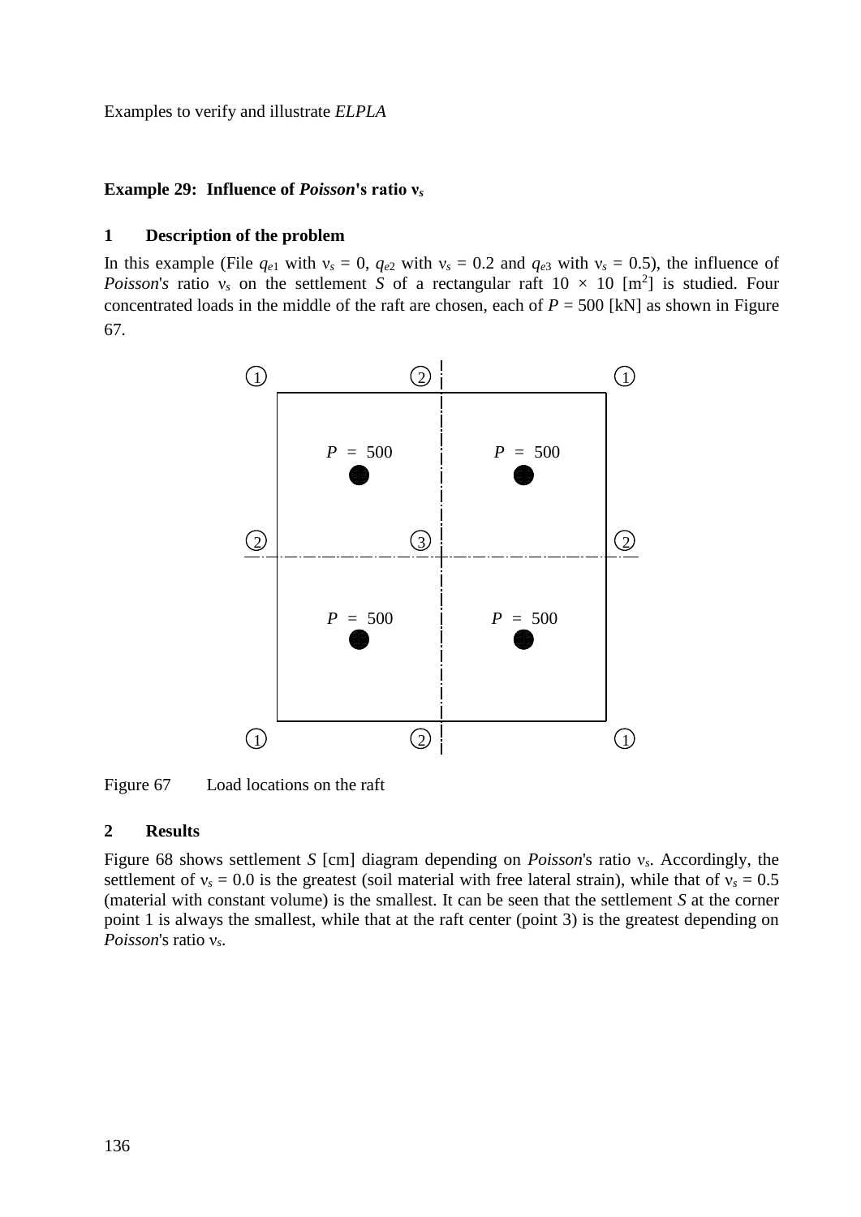## Example 29: Influence of *Poisson*'s ratio $\nu_s$

### 1 Description of the problem

In this example (File $q_{e1}$ with $\nu_s$ = 0, $q_{e2}$ with $\nu_s$ = 0.2 and $q_{e3}$ with $\nu_s$ = 0.5), the influence of *Poisson*'s ratio $\nu_s$ on the settlement $S$ of a rectangular raft 10 × 10 [m$^2$] is studied. Four concentrated loads in the middle of the raft are chosen, each of $P$ = 500 [kN] as shown in Figure 67.

Figure 67 Load locations on the raft

### 2 Results

Figure 68 shows settlement $S$ [cm] diagram depending on *Poisson*'s ratio $\nu_s$. Accordingly, the settlement of $\nu_s$ = 0.0 is the greatest (soil material with free lateral strain), while that of $\nu_s$ = 0.5 (material with constant volume) is the smallest. It can be seen that the settlement $S$ at the corner point 1 is always the smallest, while that at the raft center (point 3) is the greatest depending on *Poisson*'s ratio $\nu_s$.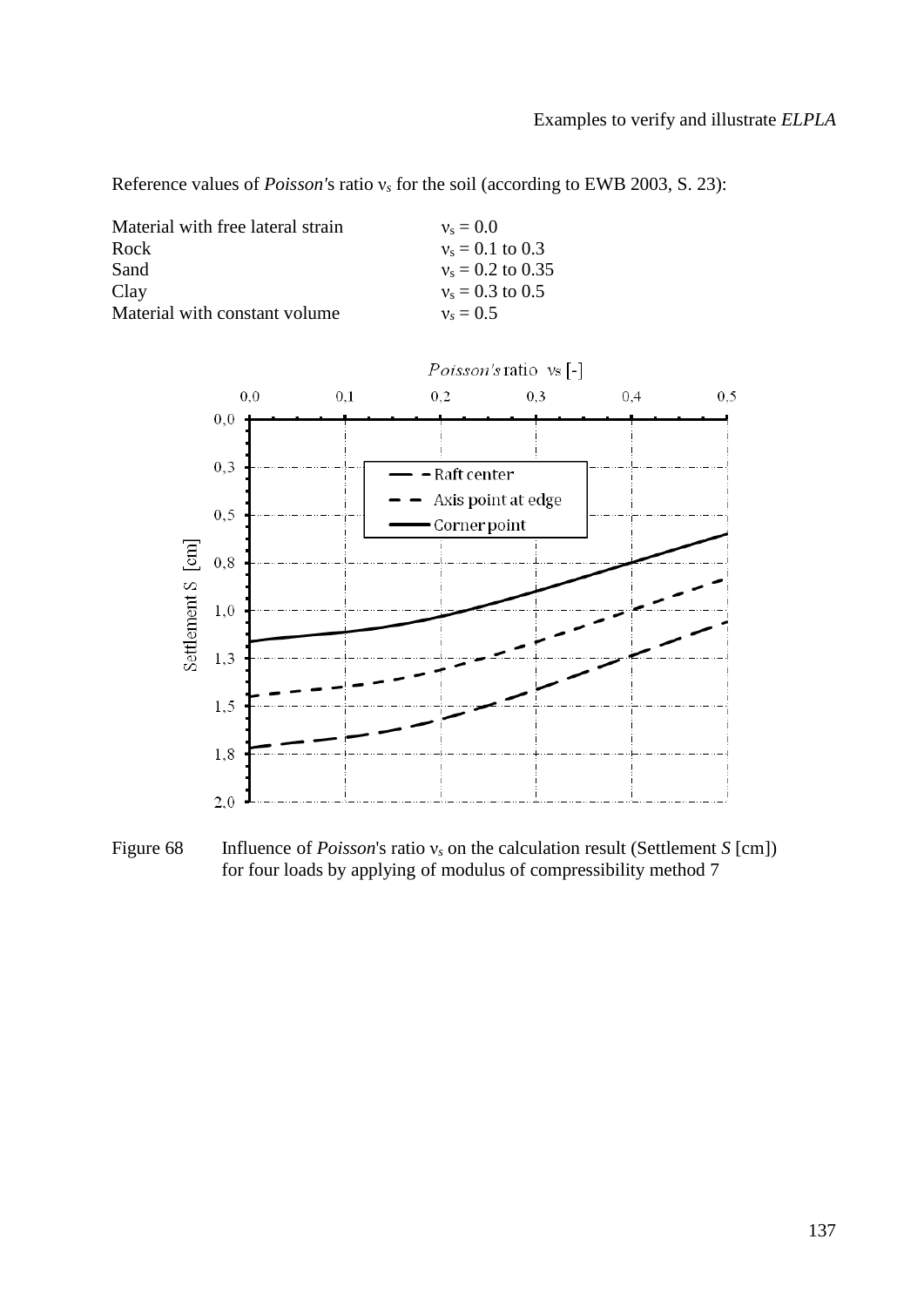Reference values of *Poisson's* ratio $\nu_s$ for the soil (according to EWB 2003, S. 23):

| | |
|---|---|
| Material with free lateral strain | $\nu_s = 0.0$ |
| Rock | $\nu_s = 0.1$ to 0.3 |
| Sand | $\nu_s = 0.2$ to 0.35 |
| Clay | $\nu_s = 0.3$ to 0.5 |
| Material with constant volume | $\nu_s = 0.5$ |

*Poisson's* ratio νs [-]

0,0 0,1 0,2 0,3 0,4 0,5

Settlement S [cm]

0,0 0,3 0,5 0,8 1,0 1,3 1,5 1,8 2,0

Raft center

Axis point at edge

Corner point

Figure 68 Influence of *Poisson*'s ratio $\nu_s$ on the calculation result (Settlement *S* [cm]) for four loads by applying of modulus of compressibility method 7